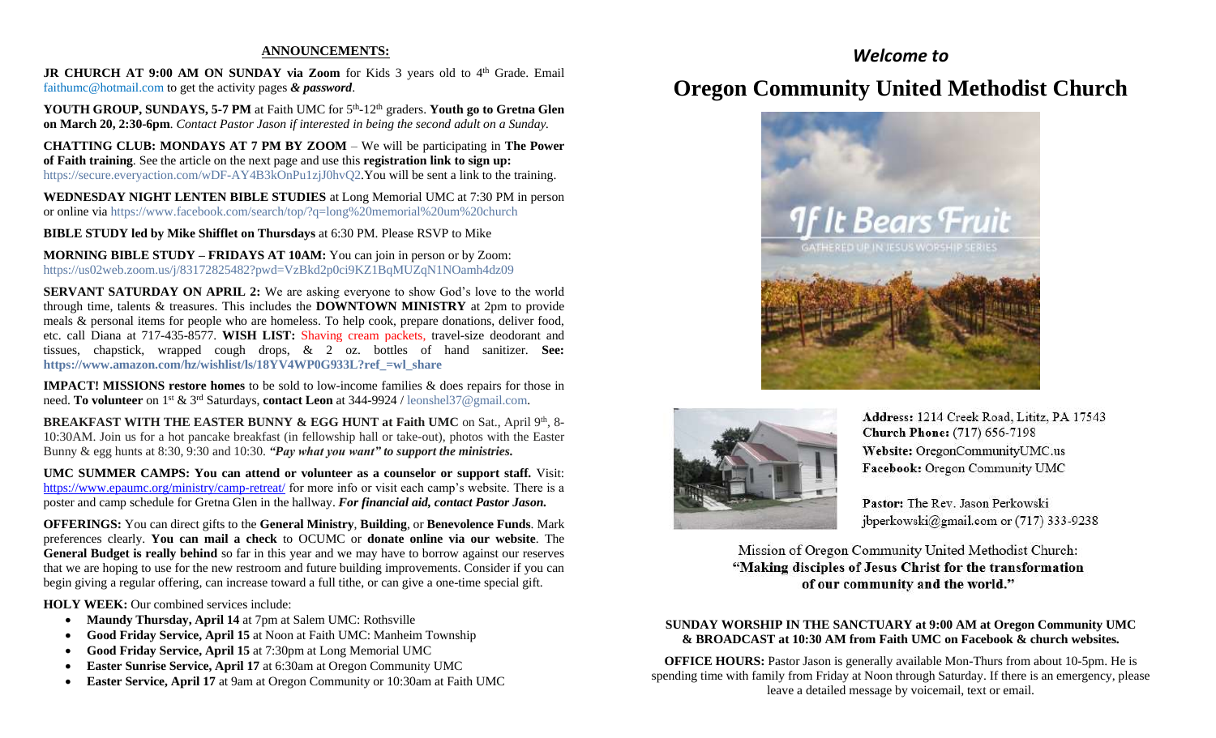## ANNOUNCEMENTS:

**JR CHURCH AT 9:00 AM ON SUNDAY via Zoom** for Kids 3 years old to 4th Grade. Email faithumc@hotmail.com to get the activity pages ***& password***.

**YOUTH GROUP, SUNDAYS, 5-7 PM** at Faith UMC for 5th-12th graders. **Youth go to Gretna Glen on March 20, 2:30-6pm**. *Contact Pastor Jason if interested in being the second adult on a Sunday.*

**CHATTING CLUB: MONDAYS AT 7 PM BY ZOOM** – We will be participating in **The Power of Faith training**. See the article on the next page and use this **registration link to sign up:** https://secure.everyaction.com/wDF-AY4B3kOnPu1zjJ0hvQ2.You will be sent a link to the training.

**WEDNESDAY NIGHT LENTEN BIBLE STUDIES** at Long Memorial UMC at 7:30 PM in person or online via https://www.facebook.com/search/top/?q=long%20memorial%20um%20church

**BIBLE STUDY led by Mike Shifflet on Thursdays** at 6:30 PM. Please RSVP to Mike

**MORNING BIBLE STUDY – FRIDAYS AT 10AM:** You can join in person or by Zoom: https://us02web.zoom.us/j/83172825482?pwd=VzBkd2p0ci9KZ1BqMUZqN1NOamh4dz09

**SERVANT SATURDAY ON APRIL 2:** We are asking everyone to show God's love to the world through time, talents & treasures. This includes the **DOWNTOWN MINISTRY** at 2pm to provide meals & personal items for people who are homeless. To help cook, prepare donations, deliver food, etc. call Diana at 717-435-8577. **WISH LIST:** Shaving cream packets, travel-size deodorant and tissues, chapstick, wrapped cough drops, & 2 oz. bottles of hand sanitizer. **See: https://www.amazon.com/hz/wishlist/ls/18YV4WP0G933L?ref_=wl_share**

**IMPACT! MISSIONS restore homes** to be sold to low-income families & does repairs for those in need. **To volunteer** on 1st & 3rd Saturdays, **contact Leon** at 344-9924 / leonshel37@gmail.com.

**BREAKFAST WITH THE EASTER BUNNY & EGG HUNT at Faith UMC** on Sat., April 9th, 8-10:30AM. Join us for a hot pancake breakfast (in fellowship hall or take-out), photos with the Easter Bunny & egg hunts at 8:30, 9:30 and 10:30. ***"Pay what you want" to support the ministries.***

**UMC SUMMER CAMPS: You can attend or volunteer as a counselor or support staff.** Visit: https://www.epaumc.org/ministry/camp-retreat/ for more info or visit each camp's website. There is a poster and camp schedule for Gretna Glen in the hallway. ***For financial aid, contact Pastor Jason.***

**OFFERINGS:** You can direct gifts to the **General Ministry**, **Building**, or **Benevolence Funds**. Mark preferences clearly. **You can mail a check** to OCUMC or **donate online via our website**. The **General Budget is really behind** so far in this year and we may have to borrow against our reserves that we are hoping to use for the new restroom and future building improvements. Consider if you can begin giving a regular offering, can increase toward a full tithe, or can give a one-time special gift.

**HOLY WEEK:** Our combined services include:

- **Maundy Thursday, April 14** at 7pm at Salem UMC: Rothsville
- **Good Friday Service, April 15** at Noon at Faith UMC: Manheim Township
- **Good Friday Service, April 15** at 7:30pm at Long Memorial UMC
- **Easter Sunrise Service, April 17** at 6:30am at Oregon Community UMC
- **Easter Service, April 17** at 9am at Oregon Community or 10:30am at Faith UMC

*Welcome to*

# Oregon Community United Methodist Church

If It Bears Fruit

GATHERED UP IN JESUS WORSHIP SERIES

**Address:** 1214 Creek Road, Lititz, PA 17543
**Church Phone:** (717) 656-7198
**Website:** OregonCommunityUMC.us
**Facebook:** Oregon Community UMC

**Pastor:** The Rev. Jason Perkowski
jbperkowski@gmail.com or (717) 333-9238

Mission of Oregon Community United Methodist Church:
**"Making disciples of Jesus Christ for the transformation of our community and the world."**

**SUNDAY WORSHIP IN THE SANCTUARY at 9:00 AM at Oregon Community UMC & BROADCAST at 10:30 AM from Faith UMC on Facebook & church websites.**

**OFFICE HOURS:** Pastor Jason is generally available Mon-Thurs from about 10-5pm. He is spending time with family from Friday at Noon through Saturday. If there is an emergency, please leave a detailed message by voicemail, text or email.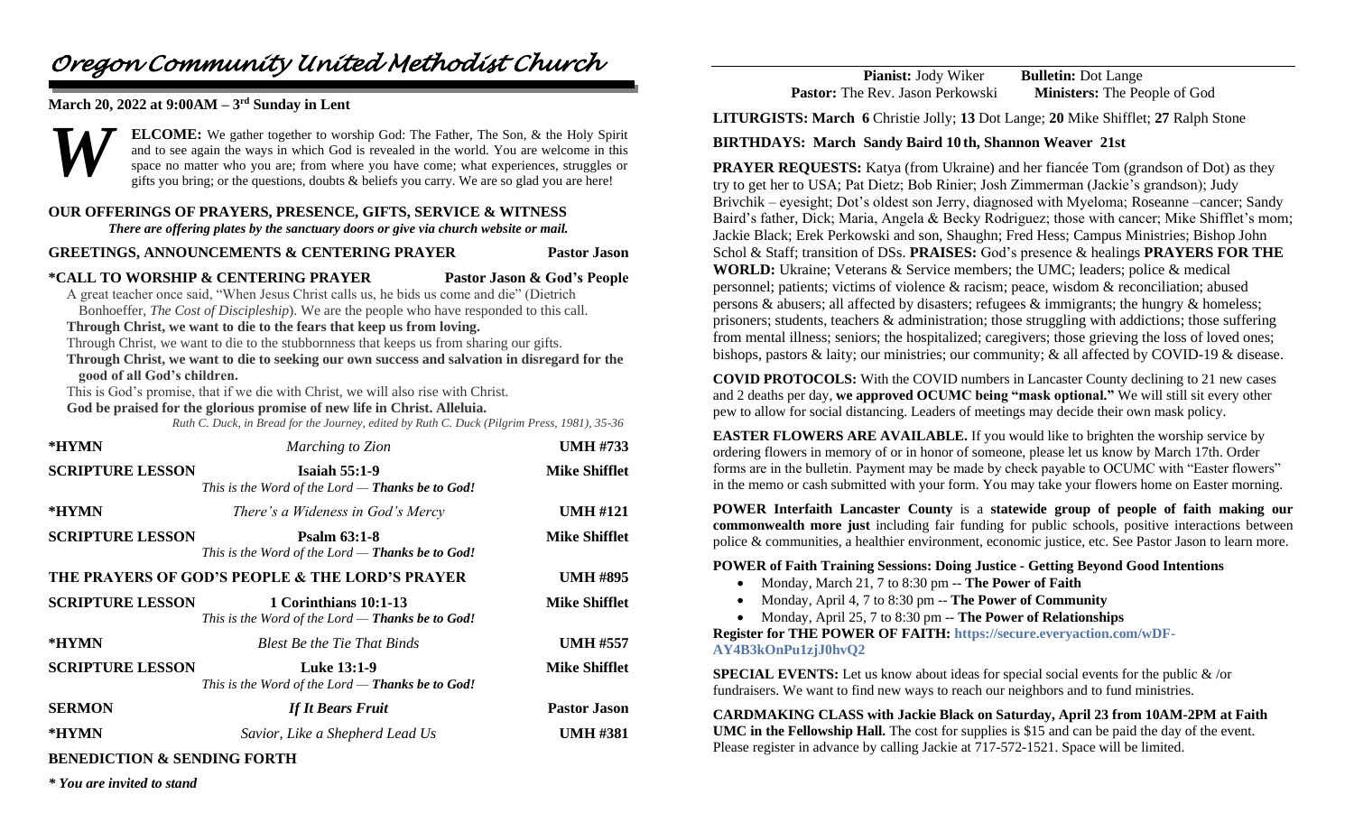# Oregon Community United Methodist Church

**March 20, 2022 at 9:00AM – 3rd Sunday in Lent**

**WELCOME:** We gather together to worship God: The Father, The Son, & the Holy Spirit and to see again the ways in which God is revealed in the world. You are welcome in this space no matter who you are; from where you have come; what experiences, struggles or gifts you bring; or the questions, doubts & beliefs you carry. We are so glad you are here!

**OUR OFFERINGS OF PRAYERS, PRESENCE, GIFTS, SERVICE & WITNESS**
*There are offering plates by the sanctuary doors or give via church website or mail.*

**GREETINGS, ANNOUNCEMENTS & CENTERING PRAYER** — **Pastor Jason**

**\*CALL TO WORSHIP & CENTERING PRAYER** — **Pastor Jason & God's People**

A great teacher once said, "When Jesus Christ calls us, he bids us come and die" (Dietrich Bonhoeffer, *The Cost of Discipleship*). We are the people who have responded to this call.
**Through Christ, we want to die to the fears that keep us from loving.**
Through Christ, we want to die to the stubbornness that keeps us from sharing our gifts.
**Through Christ, we want to die to seeking our own success and salvation in disregard for the good of all God's children.**
This is God's promise, that if we die with Christ, we will also rise with Christ.
**God be praised for the glorious promise of new life in Christ. Alleluia.**
*Ruth C. Duck, in Bread for the Journey, edited by Ruth C. Duck (Pilgrim Press, 1981), 35-36*

| | | |
|---|---|---|
| **\*HYMN** | *Marching to Zion* | **UMH #733** |
| **SCRIPTURE LESSON** | **Isaiah 55:1-9**<br>*This is the Word of the Lord — **Thanks be to God!*** | **Mike Shifflet** |
| **\*HYMN** | *There's a Wideness in God's Mercy* | **UMH #121** |
| **SCRIPTURE LESSON** | **Psalm 63:1-8**<br>*This is the Word of the Lord — **Thanks be to God!*** | **Mike Shifflet** |
| **THE PRAYERS OF GOD'S PEOPLE & THE LORD'S PRAYER** | | **UMH #895** |
| **SCRIPTURE LESSON** | **1 Corinthians 10:1-13**<br>*This is the Word of the Lord — **Thanks be to God!*** | **Mike Shifflet** |
| **\*HYMN** | *Blest Be the Tie That Binds* | **UMH #557** |
| **SCRIPTURE LESSON** | **Luke 13:1-9**<br>*This is the Word of the Lord — **Thanks be to God!*** | **Mike Shifflet** |
| **SERMON** | *If It Bears Fruit* | **Pastor Jason** |
| **\*HYMN** | *Savior, Like a Shepherd Lead Us* | **UMH #381** |

**BENEDICTION & SENDING FORTH**

*\* You are invited to stand*

**Pianist:** Jody Wiker — **Bulletin:** Dot Lange
**Pastor:** The Rev. Jason Perkowski — **Ministers:** The People of God

**LITURGISTS: March 6** Christie Jolly; **13** Dot Lange; **20** Mike Shifflet; **27** Ralph Stone

**BIRTHDAYS: March Sandy Baird 10 th, Shannon Weaver 21st**

**PRAYER REQUESTS:** Katya (from Ukraine) and her fiancée Tom (grandson of Dot) as they try to get her to USA; Pat Dietz; Bob Rinier; Josh Zimmerman (Jackie's grandson); Judy Brivchik – eyesight; Dot's oldest son Jerry, diagnosed with Myeloma; Roseanne –cancer; Sandy Baird's father, Dick; Maria, Angela & Becky Rodriguez; those with cancer; Mike Shifflet's mom; Jackie Black; Erek Perkowski and son, Shaughn; Fred Hess; Campus Ministries; Bishop John Schol & Staff; transition of DSs. **PRAISES:** God's presence & healings **PRAYERS FOR THE WORLD:** Ukraine; Veterans & Service members; the UMC; leaders; police & medical personnel; patients; victims of violence & racism; peace, wisdom & reconciliation; abused persons & abusers; all affected by disasters; refugees & immigrants; the hungry & homeless; prisoners; students, teachers & administration; those struggling with addictions; those suffering from mental illness; seniors; the hospitalized; caregivers; those grieving the loss of loved ones; bishops, pastors & laity; our ministries; our community; & all affected by COVID-19 & disease.

**COVID PROTOCOLS:** With the COVID numbers in Lancaster County declining to 21 new cases and 2 deaths per day, **we approved OCUMC being "mask optional."** We will still sit every other pew to allow for social distancing. Leaders of meetings may decide their own mask policy.

**EASTER FLOWERS ARE AVAILABLE.** If you would like to brighten the worship service by ordering flowers in memory of or in honor of someone, please let us know by March 17th. Order forms are in the bulletin. Payment may be made by check payable to OCUMC with "Easter flowers" in the memo or cash submitted with your form. You may take your flowers home on Easter morning.

**POWER Interfaith Lancaster County** is a **statewide group of people of faith making our commonwealth more just** including fair funding for public schools, positive interactions between police & communities, a healthier environment, economic justice, etc. See Pastor Jason to learn more.

**POWER of Faith Training Sessions: Doing Justice - Getting Beyond Good Intentions**

- Monday, March 21, 7 to 8:30 pm -- **The Power of Faith**
- Monday, April 4, 7 to 8:30 pm -- **The Power of Community**
- Monday, April 25, 7 to 8:30 pm -- **The Power of Relationships**

**Register for THE POWER OF FAITH: https://secure.everyaction.com/wDF-AY4B3kOnPu1zjJ0hvQ2**

**SPECIAL EVENTS:** Let us know about ideas for special social events for the public & /or fundraisers. We want to find new ways to reach our neighbors and to fund ministries.

**CARDMAKING CLASS with Jackie Black on Saturday, April 23 from 10AM-2PM at Faith UMC in the Fellowship Hall.** The cost for supplies is $15 and can be paid the day of the event. Please register in advance by calling Jackie at 717-572-1521. Space will be limited.